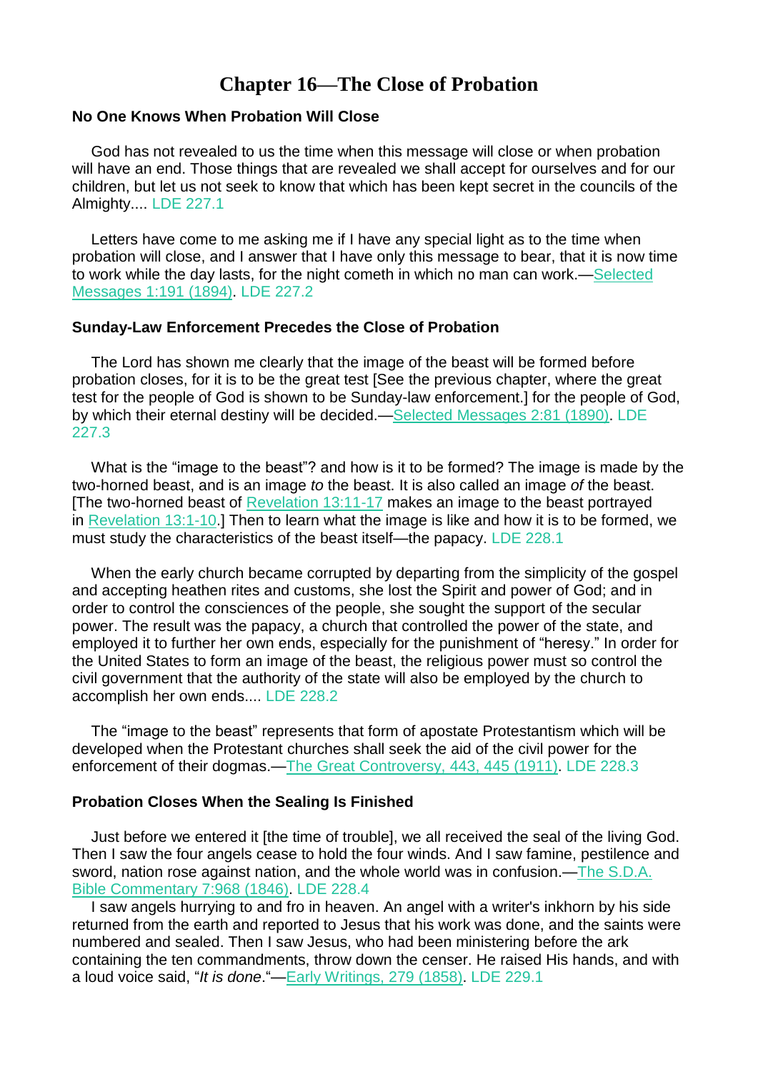# Chapter 16—The Close of Probation

### No One Knows When Probation Will Close

God has not revealed to us the time when this message will close or when probation will have an end. Those things that are revealed we shall accept for ourselves and for our children, but let us not seek to know that which has been kept secret in the councils of the Almighty.... LDE 227.1

Letters have come to me asking me if I have any special light as to the time when probation will close, and I answer that I have only this message to bear, that it is now time to work while the day lasts, for the night cometh in which no man can work.—Selected Messages 1:191 (1894). LDE 227.2

### Sunday-Law Enforcement Precedes the Close of Probation

The Lord has shown me clearly that the image of the beast will be formed before probation closes, for it is to be the great test [See the previous chapter, where the great test for the people of God is shown to be Sunday-law enforcement.] for the people of God, by which their eternal destiny will be decided.—Selected Messages 2:81 (1890). LDE 227.3

What is the "image to the beast"? and how is it to be formed? The image is made by the two-horned beast, and is an image *to* the beast. It is also called an image *of* the beast. [The two-horned beast of Revelation 13:11-17 makes an image to the beast portrayed in Revelation 13:1-10.] Then to learn what the image is like and how it is to be formed, we must study the characteristics of the beast itself—the papacy. LDE 228.1

When the early church became corrupted by departing from the simplicity of the gospel and accepting heathen rites and customs, she lost the Spirit and power of God; and in order to control the consciences of the people, she sought the support of the secular power. The result was the papacy, a church that controlled the power of the state, and employed it to further her own ends, especially for the punishment of "heresy." In order for the United States to form an image of the beast, the religious power must so control the civil government that the authority of the state will also be employed by the church to accomplish her own ends.... LDE 228.2

The "image to the beast" represents that form of apostate Protestantism which will be developed when the Protestant churches shall seek the aid of the civil power for the enforcement of their dogmas.—The Great Controversy, 443, 445 (1911). LDE 228.3

### Probation Closes When the Sealing Is Finished

Just before we entered it [the time of trouble], we all received the seal of the living God. Then I saw the four angels cease to hold the four winds. And I saw famine, pestilence and sword, nation rose against nation, and the whole world was in confusion.—The S.D.A. Bible Commentary 7:968 (1846). LDE 228.4

I saw angels hurrying to and fro in heaven. An angel with a writer's inkhorn by his side returned from the earth and reported to Jesus that his work was done, and the saints were numbered and sealed. Then I saw Jesus, who had been ministering before the ark containing the ten commandments, throw down the censer. He raised His hands, and with a loud voice said, "*It is done*."—Early Writings, 279 (1858). LDE 229.1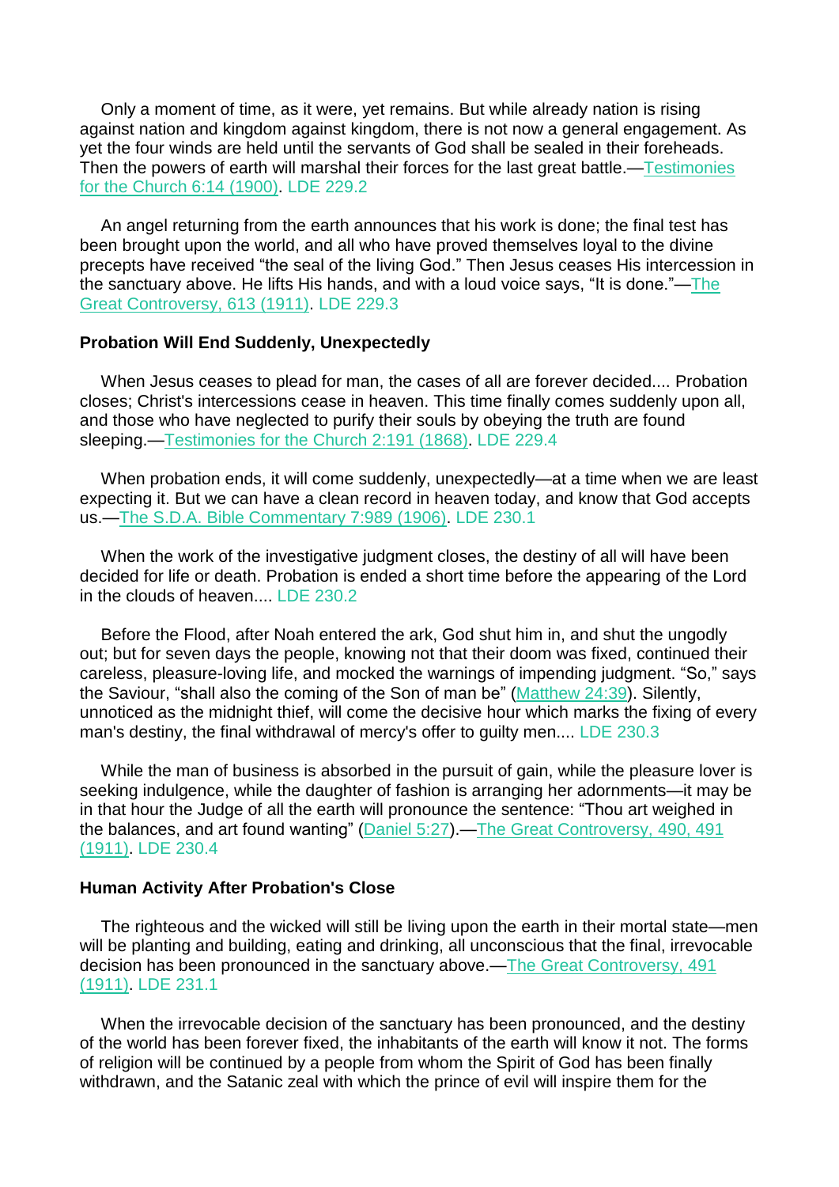Only a moment of time, as it were, yet remains. But while already nation is rising against nation and kingdom against kingdom, there is not now a general engagement. As yet the four winds are held until the servants of God shall be sealed in their foreheads. Then the powers of earth will marshal their forces for the last great battle.—Testimonies for the Church 6:14 (1900). LDE 229.2

An angel returning from the earth announces that his work is done; the final test has been brought upon the world, and all who have proved themselves loyal to the divine precepts have received "the seal of the living God." Then Jesus ceases His intercession in the sanctuary above. He lifts His hands, and with a loud voice says, "It is done."—The Great Controversy, 613 (1911). LDE 229.3

**Probation Will End Suddenly, Unexpectedly**

When Jesus ceases to plead for man, the cases of all are forever decided.... Probation closes; Christ's intercessions cease in heaven. This time finally comes suddenly upon all, and those who have neglected to purify their souls by obeying the truth are found sleeping.—Testimonies for the Church 2:191 (1868). LDE 229.4

When probation ends, it will come suddenly, unexpectedly—at a time when we are least expecting it. But we can have a clean record in heaven today, and know that God accepts us.—The S.D.A. Bible Commentary 7:989 (1906). LDE 230.1

When the work of the investigative judgment closes, the destiny of all will have been decided for life or death. Probation is ended a short time before the appearing of the Lord in the clouds of heaven.... LDE 230.2

Before the Flood, after Noah entered the ark, God shut him in, and shut the ungodly out; but for seven days the people, knowing not that their doom was fixed, continued their careless, pleasure-loving life, and mocked the warnings of impending judgment. "So," says the Saviour, "shall also the coming of the Son of man be" (Matthew 24:39). Silently, unnoticed as the midnight thief, will come the decisive hour which marks the fixing of every man's destiny, the final withdrawal of mercy's offer to guilty men.... LDE 230.3

While the man of business is absorbed in the pursuit of gain, while the pleasure lover is seeking indulgence, while the daughter of fashion is arranging her adornments—it may be in that hour the Judge of all the earth will pronounce the sentence: "Thou art weighed in the balances, and art found wanting" (Daniel 5:27).—The Great Controversy, 490, 491 (1911). LDE 230.4

**Human Activity After Probation's Close**

The righteous and the wicked will still be living upon the earth in their mortal state—men will be planting and building, eating and drinking, all unconscious that the final, irrevocable decision has been pronounced in the sanctuary above.—The Great Controversy, 491 (1911). LDE 231.1

When the irrevocable decision of the sanctuary has been pronounced, and the destiny of the world has been forever fixed, the inhabitants of the earth will know it not. The forms of religion will be continued by a people from whom the Spirit of God has been finally withdrawn, and the Satanic zeal with which the prince of evil will inspire them for the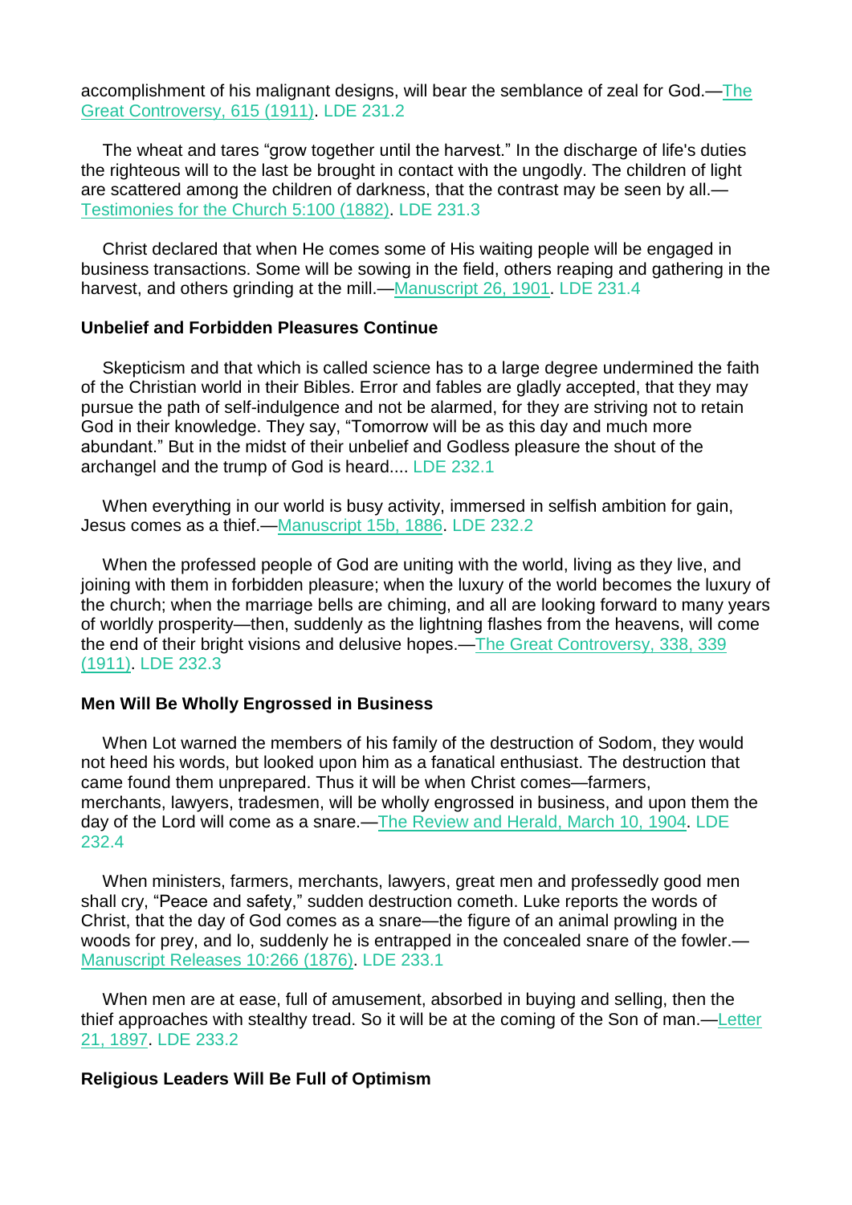accomplishment of his malignant designs, will bear the semblance of zeal for God.—The Great Controversy, 615 (1911). LDE 231.2

The wheat and tares "grow together until the harvest." In the discharge of life's duties the righteous will to the last be brought in contact with the ungodly. The children of light are scattered among the children of darkness, that the contrast may be seen by all.—Testimonies for the Church 5:100 (1882). LDE 231.3

Christ declared that when He comes some of His waiting people will be engaged in business transactions. Some will be sowing in the field, others reaping and gathering in the harvest, and others grinding at the mill.—Manuscript 26, 1901. LDE 231.4

**Unbelief and Forbidden Pleasures Continue**

Skepticism and that which is called science has to a large degree undermined the faith of the Christian world in their Bibles. Error and fables are gladly accepted, that they may pursue the path of self-indulgence and not be alarmed, for they are striving not to retain God in their knowledge. They say, "Tomorrow will be as this day and much more abundant." But in the midst of their unbelief and Godless pleasure the shout of the archangel and the trump of God is heard.... LDE 232.1

When everything in our world is busy activity, immersed in selfish ambition for gain, Jesus comes as a thief.—Manuscript 15b, 1886. LDE 232.2

When the professed people of God are uniting with the world, living as they live, and joining with them in forbidden pleasure; when the luxury of the world becomes the luxury of the church; when the marriage bells are chiming, and all are looking forward to many years of worldly prosperity—then, suddenly as the lightning flashes from the heavens, will come the end of their bright visions and delusive hopes.—The Great Controversy, 338, 339 (1911). LDE 232.3

**Men Will Be Wholly Engrossed in Business**

When Lot warned the members of his family of the destruction of Sodom, they would not heed his words, but looked upon him as a fanatical enthusiast. The destruction that came found them unprepared. Thus it will be when Christ comes—farmers, merchants, lawyers, tradesmen, will be wholly engrossed in business, and upon them the day of the Lord will come as a snare.—The Review and Herald, March 10, 1904. LDE 232.4

When ministers, farmers, merchants, lawyers, great men and professedly good men shall cry, "Peace and safety," sudden destruction cometh. Luke reports the words of Christ, that the day of God comes as a snare—the figure of an animal prowling in the woods for prey, and lo, suddenly he is entrapped in the concealed snare of the fowler.—Manuscript Releases 10:266 (1876). LDE 233.1

When men are at ease, full of amusement, absorbed in buying and selling, then the thief approaches with stealthy tread. So it will be at the coming of the Son of man.—Letter 21, 1897. LDE 233.2

**Religious Leaders Will Be Full of Optimism**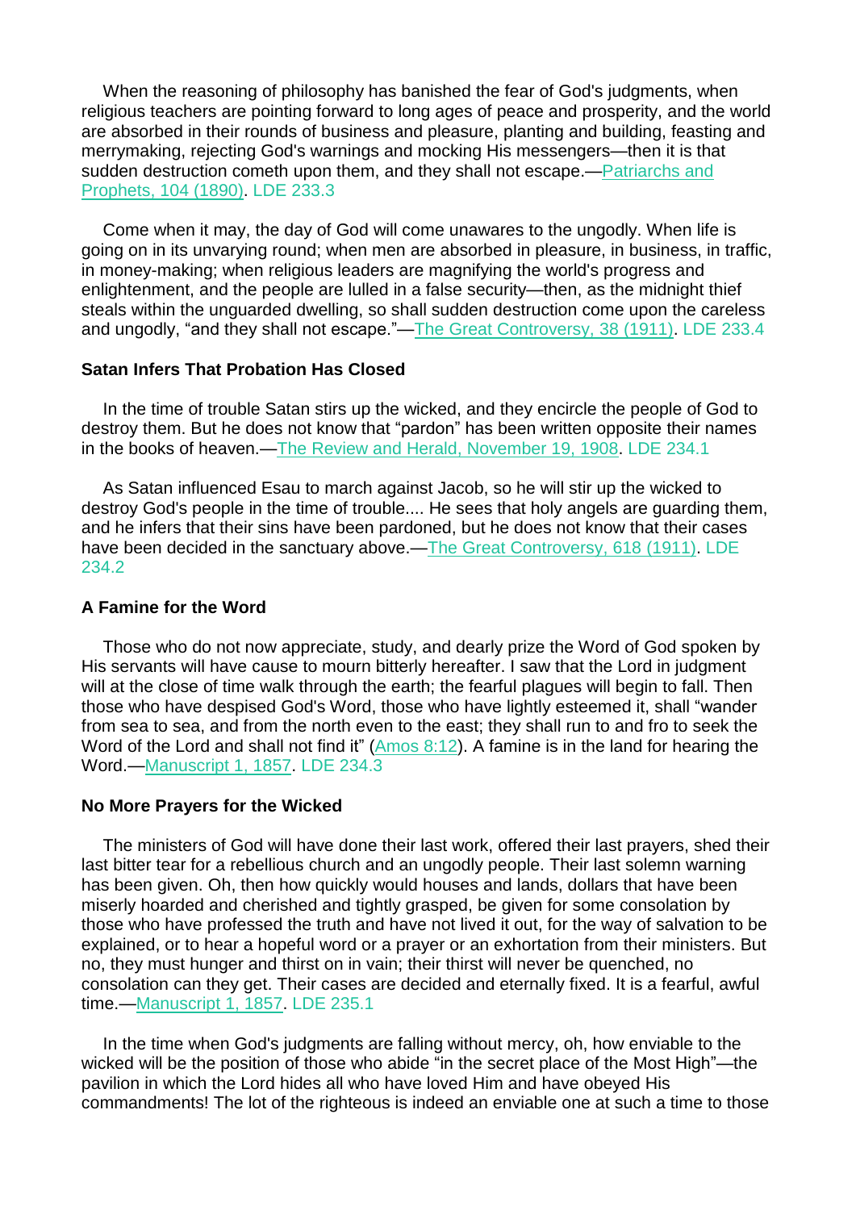When the reasoning of philosophy has banished the fear of God's judgments, when religious teachers are pointing forward to long ages of peace and prosperity, and the world are absorbed in their rounds of business and pleasure, planting and building, feasting and merrymaking, rejecting God's warnings and mocking His messengers—then it is that sudden destruction cometh upon them, and they shall not escape.—Patriarchs and Prophets, 104 (1890). LDE 233.3

Come when it may, the day of God will come unawares to the ungodly. When life is going on in its unvarying round; when men are absorbed in pleasure, in business, in traffic, in money-making; when religious leaders are magnifying the world's progress and enlightenment, and the people are lulled in a false security—then, as the midnight thief steals within the unguarded dwelling, so shall sudden destruction come upon the careless and ungodly, "and they shall not escape."—The Great Controversy, 38 (1911). LDE 233.4

**Satan Infers That Probation Has Closed**

In the time of trouble Satan stirs up the wicked, and they encircle the people of God to destroy them. But he does not know that "pardon" has been written opposite their names in the books of heaven.—The Review and Herald, November 19, 1908. LDE 234.1

As Satan influenced Esau to march against Jacob, so he will stir up the wicked to destroy God's people in the time of trouble.... He sees that holy angels are guarding them, and he infers that their sins have been pardoned, but he does not know that their cases have been decided in the sanctuary above.—The Great Controversy, 618 (1911). LDE 234.2

**A Famine for the Word**

Those who do not now appreciate, study, and dearly prize the Word of God spoken by His servants will have cause to mourn bitterly hereafter. I saw that the Lord in judgment will at the close of time walk through the earth; the fearful plagues will begin to fall. Then those who have despised God's Word, those who have lightly esteemed it, shall "wander from sea to sea, and from the north even to the east; they shall run to and fro to seek the Word of the Lord and shall not find it" (Amos 8:12). A famine is in the land for hearing the Word.—Manuscript 1, 1857. LDE 234.3

**No More Prayers for the Wicked**

The ministers of God will have done their last work, offered their last prayers, shed their last bitter tear for a rebellious church and an ungodly people. Their last solemn warning has been given. Oh, then how quickly would houses and lands, dollars that have been miserly hoarded and cherished and tightly grasped, be given for some consolation by those who have professed the truth and have not lived it out, for the way of salvation to be explained, or to hear a hopeful word or a prayer or an exhortation from their ministers. But no, they must hunger and thirst on in vain; their thirst will never be quenched, no consolation can they get. Their cases are decided and eternally fixed. It is a fearful, awful time.—Manuscript 1, 1857. LDE 235.1

In the time when God's judgments are falling without mercy, oh, how enviable to the wicked will be the position of those who abide "in the secret place of the Most High"—the pavilion in which the Lord hides all who have loved Him and have obeyed His commandments! The lot of the righteous is indeed an enviable one at such a time to those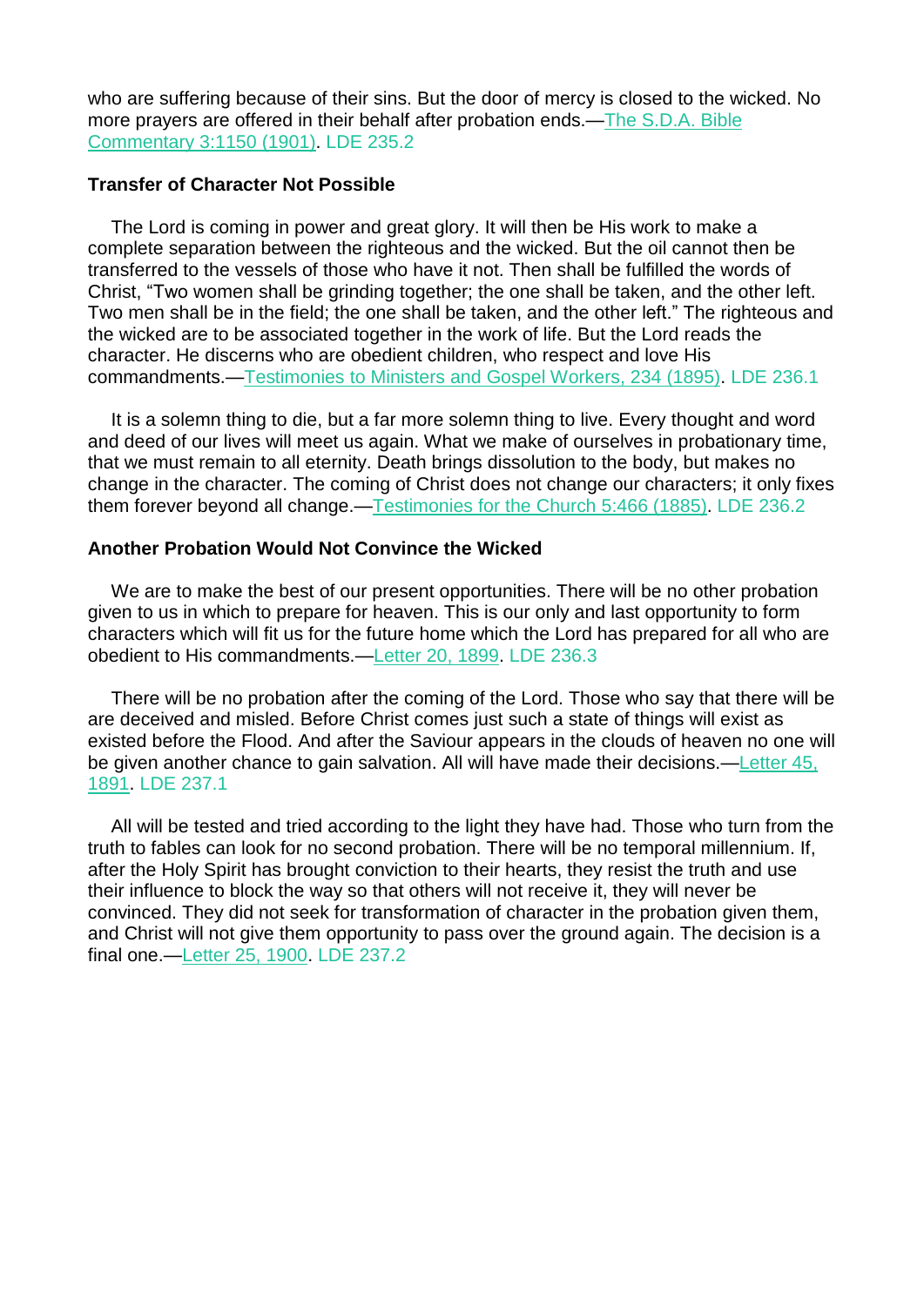who are suffering because of their sins. But the door of mercy is closed to the wicked. No more prayers are offered in their behalf after probation ends.—The S.D.A. Bible Commentary 3:1150 (1901). LDE 235.2

**Transfer of Character Not Possible**

The Lord is coming in power and great glory. It will then be His work to make a complete separation between the righteous and the wicked. But the oil cannot then be transferred to the vessels of those who have it not. Then shall be fulfilled the words of Christ, "Two women shall be grinding together; the one shall be taken, and the other left. Two men shall be in the field; the one shall be taken, and the other left." The righteous and the wicked are to be associated together in the work of life. But the Lord reads the character. He discerns who are obedient children, who respect and love His commandments.—Testimonies to Ministers and Gospel Workers, 234 (1895). LDE 236.1

It is a solemn thing to die, but a far more solemn thing to live. Every thought and word and deed of our lives will meet us again. What we make of ourselves in probationary time, that we must remain to all eternity. Death brings dissolution to the body, but makes no change in the character. The coming of Christ does not change our characters; it only fixes them forever beyond all change.—Testimonies for the Church 5:466 (1885). LDE 236.2

**Another Probation Would Not Convince the Wicked**

We are to make the best of our present opportunities. There will be no other probation given to us in which to prepare for heaven. This is our only and last opportunity to form characters which will fit us for the future home which the Lord has prepared for all who are obedient to His commandments.—Letter 20, 1899. LDE 236.3

There will be no probation after the coming of the Lord. Those who say that there will be are deceived and misled. Before Christ comes just such a state of things will exist as existed before the Flood. And after the Saviour appears in the clouds of heaven no one will be given another chance to gain salvation. All will have made their decisions.—Letter 45, 1891. LDE 237.1

All will be tested and tried according to the light they have had. Those who turn from the truth to fables can look for no second probation. There will be no temporal millennium. If, after the Holy Spirit has brought conviction to their hearts, they resist the truth and use their influence to block the way so that others will not receive it, they will never be convinced. They did not seek for transformation of character in the probation given them, and Christ will not give them opportunity to pass over the ground again. The decision is a final one.—Letter 25, 1900. LDE 237.2